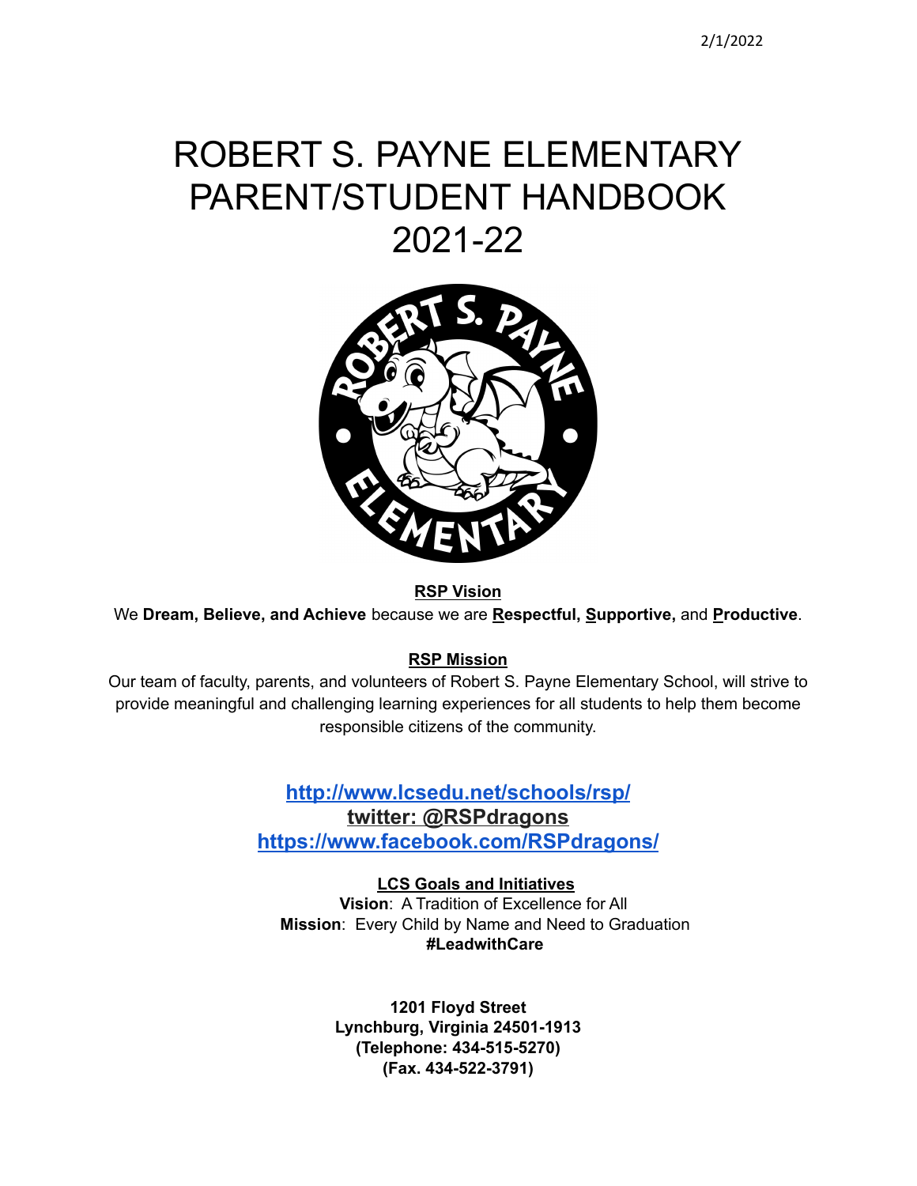2/1/2022

# ROBERT S. PAYNE ELEMENTARY PARENT/STUDENT HANDBOOK 2021-22

**RSP Vision**

We **Dream, Believe, and Achieve** because we are **Respectful, Supportive,** and **Productive**.

**RSP Mission**

Our team of faculty, parents, and volunteers of Robert S. Payne Elementary School, will strive to provide meaningful and challenging learning experiences for all students to help them become responsible citizens of the community.

**http://www.lcsedu.net/schools/rsp/**
**twitter: @RSPdragons**
**https://www.facebook.com/RSPdragons/**

**LCS Goals and Initiatives**

**Vision**: A Tradition of Excellence for All
**Mission**: Every Child by Name and Need to Graduation
**#LeadwithCare**

**1201 Floyd Street**
**Lynchburg, Virginia 24501-1913**
**(Telephone: 434-515-5270)**
**(Fax. 434-522-3791)**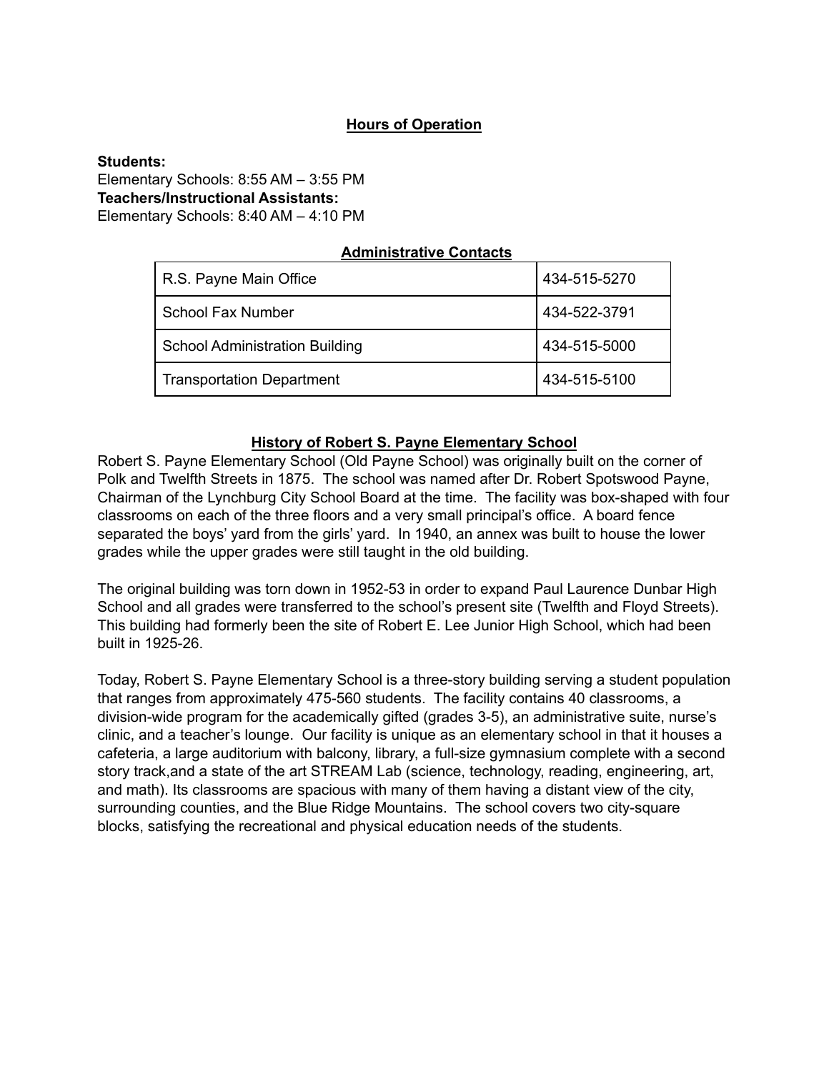## Hours of Operation

**Students:**
Elementary Schools: 8:55 AM – 3:55 PM
**Teachers/Instructional Assistants:**
Elementary Schools: 8:40 AM – 4:10 PM

## Administrative Contacts

| R.S. Payne Main Office | 434-515-5270 |
|---|---|
| School Fax Number | 434-522-3791 |
| School Administration Building | 434-515-5000 |
| Transportation Department | 434-515-5100 |

## History of Robert S. Payne Elementary School

Robert S. Payne Elementary School (Old Payne School) was originally built on the corner of Polk and Twelfth Streets in 1875. The school was named after Dr. Robert Spotswood Payne, Chairman of the Lynchburg City School Board at the time. The facility was box-shaped with four classrooms on each of the three floors and a very small principal's office. A board fence separated the boys' yard from the girls' yard. In 1940, an annex was built to house the lower grades while the upper grades were still taught in the old building.

The original building was torn down in 1952-53 in order to expand Paul Laurence Dunbar High School and all grades were transferred to the school's present site (Twelfth and Floyd Streets). This building had formerly been the site of Robert E. Lee Junior High School, which had been built in 1925-26.

Today, Robert S. Payne Elementary School is a three-story building serving a student population that ranges from approximately 475-560 students. The facility contains 40 classrooms, a division-wide program for the academically gifted (grades 3-5), an administrative suite, nurse's clinic, and a teacher's lounge. Our facility is unique as an elementary school in that it houses a cafeteria, a large auditorium with balcony, library, a full-size gymnasium complete with a second story track,and a state of the art STREAM Lab (science, technology, reading, engineering, art, and math). Its classrooms are spacious with many of them having a distant view of the city, surrounding counties, and the Blue Ridge Mountains. The school covers two city-square blocks, satisfying the recreational and physical education needs of the students.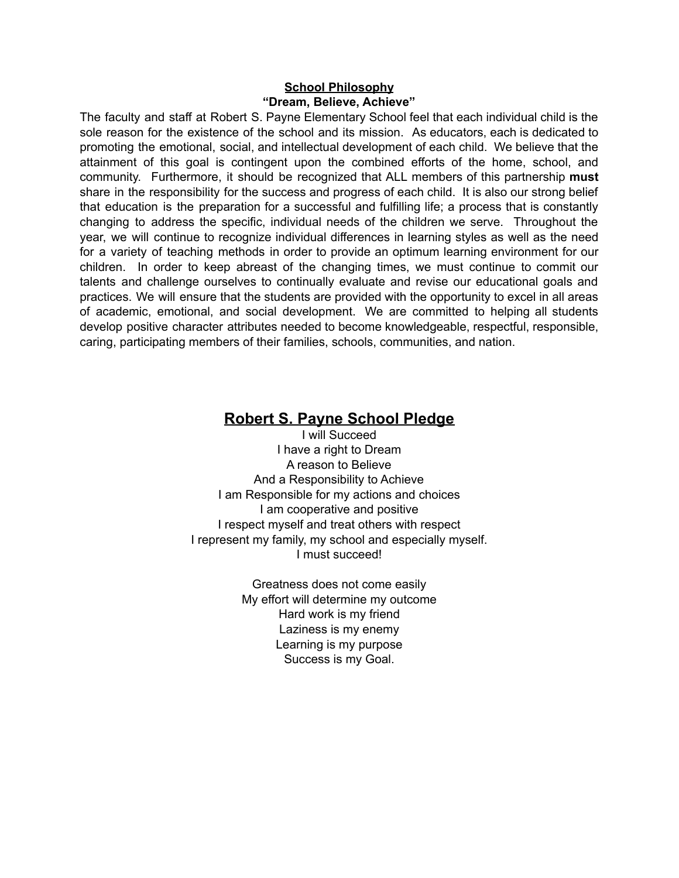## School Philosophy

**"Dream, Believe, Achieve"**

The faculty and staff at Robert S. Payne Elementary School feel that each individual child is the sole reason for the existence of the school and its mission. As educators, each is dedicated to promoting the emotional, social, and intellectual development of each child. We believe that the attainment of this goal is contingent upon the combined efforts of the home, school, and community. Furthermore, it should be recognized that ALL members of this partnership **must** share in the responsibility for the success and progress of each child. It is also our strong belief that education is the preparation for a successful and fulfilling life; a process that is constantly changing to address the specific, individual needs of the children we serve. Throughout the year, we will continue to recognize individual differences in learning styles as well as the need for a variety of teaching methods in order to provide an optimum learning environment for our children. In order to keep abreast of the changing times, we must continue to commit our talents and challenge ourselves to continually evaluate and revise our educational goals and practices. We will ensure that the students are provided with the opportunity to excel in all areas of academic, emotional, and social development. We are committed to helping all students develop positive character attributes needed to become knowledgeable, respectful, responsible, caring, participating members of their families, schools, communities, and nation.

## Robert S. Payne School Pledge

I will Succeed
I have a right to Dream
A reason to Believe
And a Responsibility to Achieve
I am Responsible for my actions and choices
I am cooperative and positive
I respect myself and treat others with respect
I represent my family, my school and especially myself.
I must succeed!

Greatness does not come easily
My effort will determine my outcome
Hard work is my friend
Laziness is my enemy
Learning is my purpose
Success is my Goal.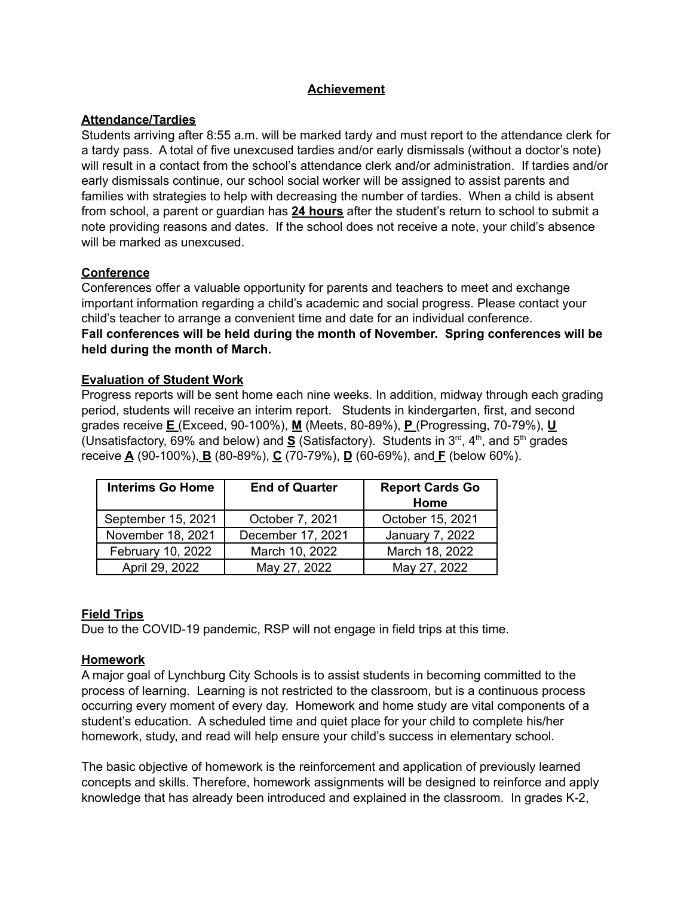## Achievement

### Attendance/Tardies

Students arriving after 8:55 a.m. will be marked tardy and must report to the attendance clerk for a tardy pass. A total of five unexcused tardies and/or early dismissals (without a doctor's note) will result in a contact from the school's attendance clerk and/or administration. If tardies and/or early dismissals continue, our school social worker will be assigned to assist parents and families with strategies to help with decreasing the number of tardies. When a child is absent from school, a parent or guardian has **24 hours** after the student's return to school to submit a note providing reasons and dates. If the school does not receive a note, your child's absence will be marked as unexcused.

### Conference

Conferences offer a valuable opportunity for parents and teachers to meet and exchange important information regarding a child's academic and social progress. Please contact your child's teacher to arrange a convenient time and date for an individual conference.
**Fall conferences will be held during the month of November. Spring conferences will be held during the month of March.**

### Evaluation of Student Work

Progress reports will be sent home each nine weeks. In addition, midway through each grading period, students will receive an interim report. Students in kindergarten, first, and second grades receive **E** (Exceed, 90-100%), **M** (Meets, 80-89%), **P** (Progressing, 70-79%), **U** (Unsatisfactory, 69% and below) and **S** (Satisfactory). Students in 3rd, 4th, and 5th grades receive **A** (90-100%), **B** (80-89%), **C** (70-79%), **D** (60-69%), and **F** (below 60%).

| Interims Go Home | End of Quarter | Report Cards Go Home |
|---|---|---|
| September 15, 2021 | October 7, 2021 | October 15, 2021 |
| November 18, 2021 | December 17, 2021 | January 7, 2022 |
| February 10, 2022 | March 10, 2022 | March 18, 2022 |
| April 29, 2022 | May 27, 2022 | May 27, 2022 |

### Field Trips

Due to the COVID-19 pandemic, RSP will not engage in field trips at this time.

### Homework

A major goal of Lynchburg City Schools is to assist students in becoming committed to the process of learning. Learning is not restricted to the classroom, but is a continuous process occurring every moment of every day. Homework and home study are vital components of a student's education. A scheduled time and quiet place for your child to complete his/her homework, study, and read will help ensure your child's success in elementary school.

The basic objective of homework is the reinforcement and application of previously learned concepts and skills. Therefore, homework assignments will be designed to reinforce and apply knowledge that has already been introduced and explained in the classroom. In grades K-2,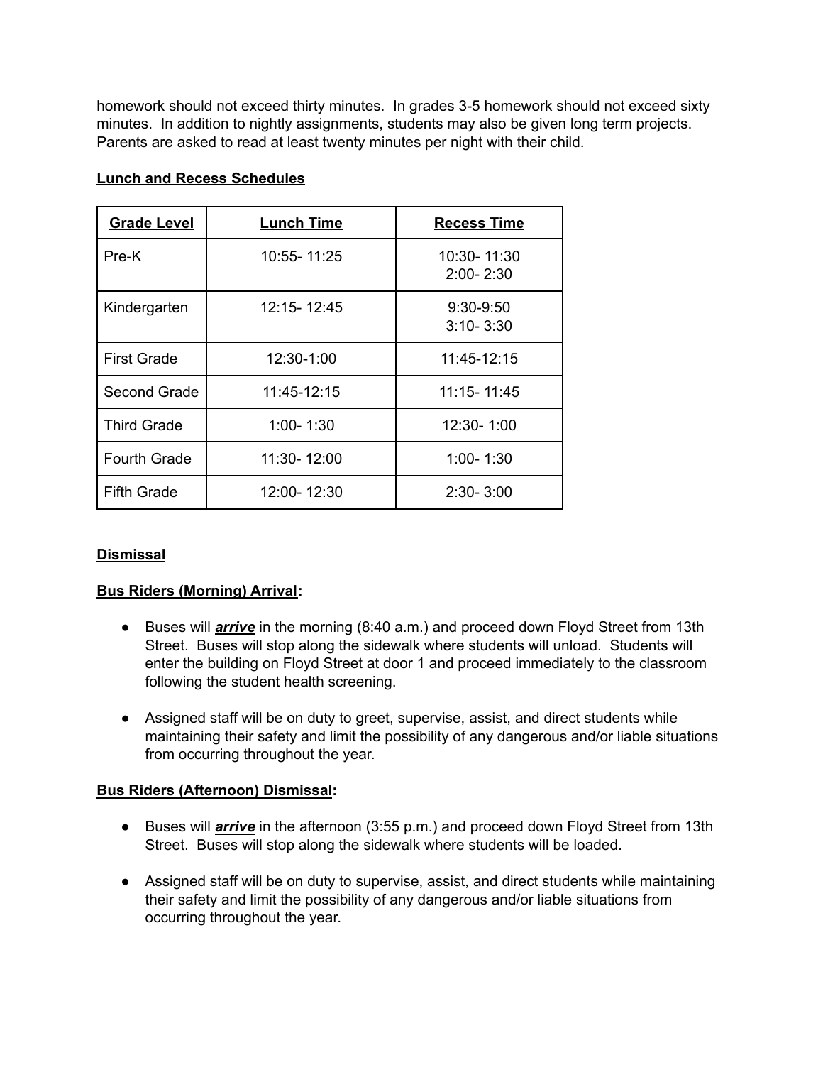homework should not exceed thirty minutes. In grades 3-5 homework should not exceed sixty minutes. In addition to nightly assignments, students may also be given long term projects. Parents are asked to read at least twenty minutes per night with their child.

**Lunch and Recess Schedules**

| **Grade Level** | **Lunch Time** | **Recess Time** |
|---|---|---|
| Pre-K | 10:55- 11:25 | 10:30- 11:30<br>2:00- 2:30 |
| Kindergarten | 12:15- 12:45 | 9:30-9:50<br>3:10- 3:30 |
| First Grade | 12:30-1:00 | 11:45-12:15 |
| Second Grade | 11:45-12:15 | 11:15- 11:45 |
| Third Grade | 1:00- 1:30 | 12:30- 1:00 |
| Fourth Grade | 11:30- 12:00 | 1:00- 1:30 |
| Fifth Grade | 12:00- 12:30 | 2:30- 3:00 |

**Dismissal**

**Bus Riders (Morning) Arrival:**

- Buses will ***arrive*** in the morning (8:40 a.m.) and proceed down Floyd Street from 13th Street. Buses will stop along the sidewalk where students will unload. Students will enter the building on Floyd Street at door 1 and proceed immediately to the classroom following the student health screening.

- Assigned staff will be on duty to greet, supervise, assist, and direct students while maintaining their safety and limit the possibility of any dangerous and/or liable situations from occurring throughout the year.

**Bus Riders (Afternoon) Dismissal:**

- Buses will ***arrive*** in the afternoon (3:55 p.m.) and proceed down Floyd Street from 13th Street. Buses will stop along the sidewalk where students will be loaded.

- Assigned staff will be on duty to supervise, assist, and direct students while maintaining their safety and limit the possibility of any dangerous and/or liable situations from occurring throughout the year.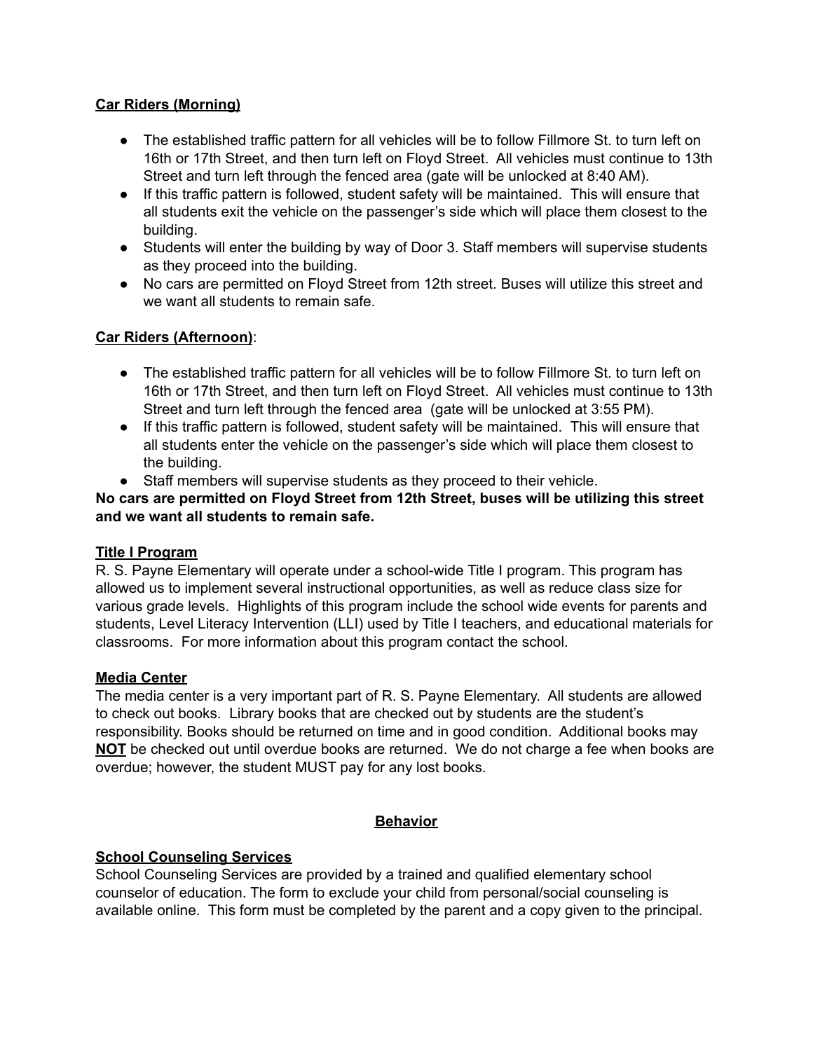**Car Riders (Morning)**

- The established traffic pattern for all vehicles will be to follow Fillmore St. to turn left on 16th or 17th Street, and then turn left on Floyd Street. All vehicles must continue to 13th Street and turn left through the fenced area (gate will be unlocked at 8:40 AM).
- If this traffic pattern is followed, student safety will be maintained. This will ensure that all students exit the vehicle on the passenger's side which will place them closest to the building.
- Students will enter the building by way of Door 3. Staff members will supervise students as they proceed into the building.
- No cars are permitted on Floyd Street from 12th street. Buses will utilize this street and we want all students to remain safe.

**Car Riders (Afternoon)**:

- The established traffic pattern for all vehicles will be to follow Fillmore St. to turn left on 16th or 17th Street, and then turn left on Floyd Street. All vehicles must continue to 13th Street and turn left through the fenced area (gate will be unlocked at 3:55 PM).
- If this traffic pattern is followed, student safety will be maintained. This will ensure that all students enter the vehicle on the passenger's side which will place them closest to the building.
- Staff members will supervise students as they proceed to their vehicle.

**No cars are permitted on Floyd Street from 12th Street, buses will be utilizing this street and we want all students to remain safe.**

**Title I Program**

R. S. Payne Elementary will operate under a school-wide Title I program. This program has allowed us to implement several instructional opportunities, as well as reduce class size for various grade levels. Highlights of this program include the school wide events for parents and students, Level Literacy Intervention (LLI) used by Title I teachers, and educational materials for classrooms. For more information about this program contact the school.

**Media Center**

The media center is a very important part of R. S. Payne Elementary. All students are allowed to check out books. Library books that are checked out by students are the student's responsibility. Books should be returned on time and in good condition. Additional books may **NOT** be checked out until overdue books are returned. We do not charge a fee when books are overdue; however, the student MUST pay for any lost books.

## Behavior

**School Counseling Services**

School Counseling Services are provided by a trained and qualified elementary school counselor of education. The form to exclude your child from personal/social counseling is available online. This form must be completed by the parent and a copy given to the principal.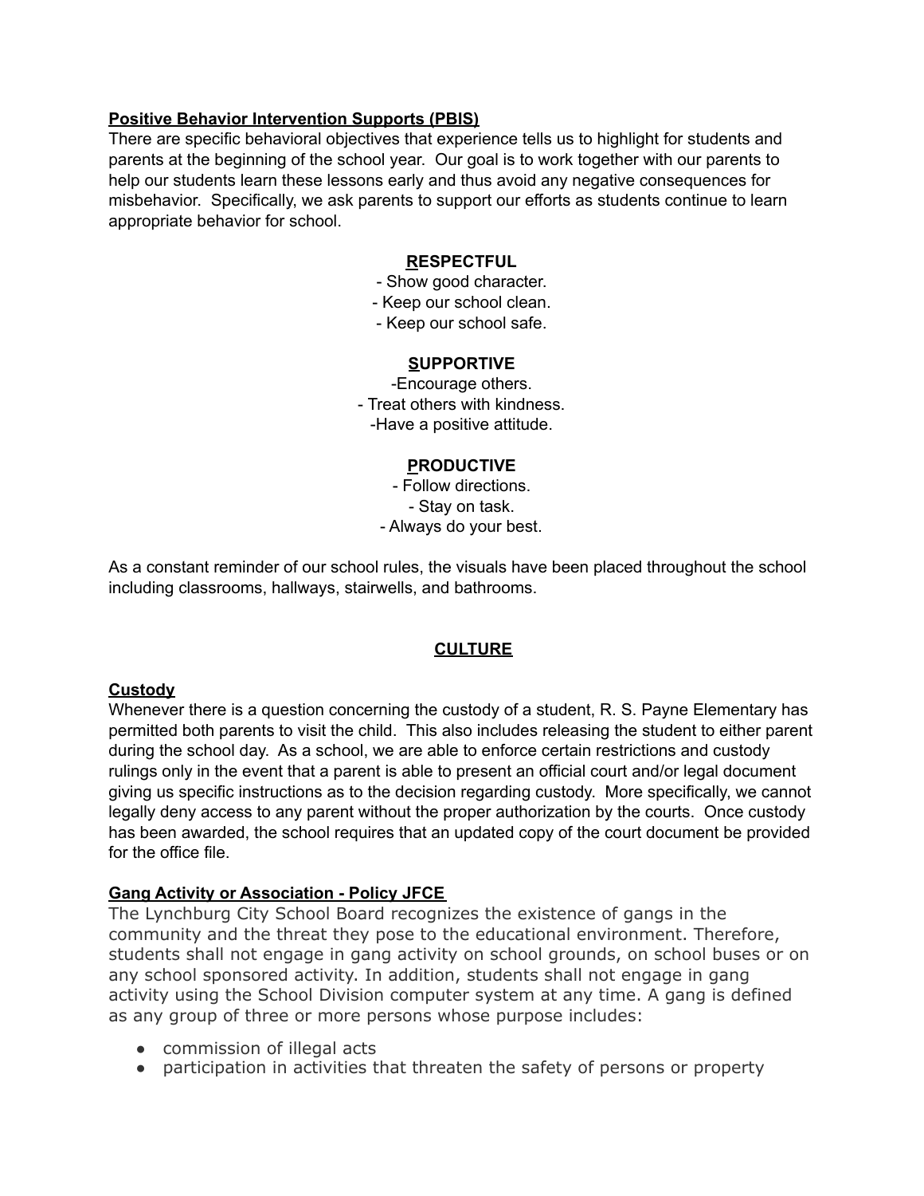**Positive Behavior Intervention Supports (PBIS)**

There are specific behavioral objectives that experience tells us to highlight for students and parents at the beginning of the school year. Our goal is to work together with our parents to help our students learn these lessons early and thus avoid any negative consequences for misbehavior. Specifically, we ask parents to support our efforts as students continue to learn appropriate behavior for school.

**RESPECTFUL**

- Show good character.
- Keep our school clean.
- Keep our school safe.

**SUPPORTIVE**

- Encourage others.
- Treat others with kindness.
- Have a positive attitude.

**PRODUCTIVE**

- Follow directions.
- Stay on task.
- Always do your best.

As a constant reminder of our school rules, the visuals have been placed throughout the school including classrooms, hallways, stairwells, and bathrooms.

## CULTURE

**Custody**

Whenever there is a question concerning the custody of a student, R. S. Payne Elementary has permitted both parents to visit the child. This also includes releasing the student to either parent during the school day. As a school, we are able to enforce certain restrictions and custody rulings only in the event that a parent is able to present an official court and/or legal document giving us specific instructions as to the decision regarding custody. More specifically, we cannot legally deny access to any parent without the proper authorization by the courts. Once custody has been awarded, the school requires that an updated copy of the court document be provided for the office file.

**Gang Activity or Association - Policy JFCE**

The Lynchburg City School Board recognizes the existence of gangs in the community and the threat they pose to the educational environment. Therefore, students shall not engage in gang activity on school grounds, on school buses or on any school sponsored activity. In addition, students shall not engage in gang activity using the School Division computer system at any time. A gang is defined as any group of three or more persons whose purpose includes:

- commission of illegal acts
- participation in activities that threaten the safety of persons or property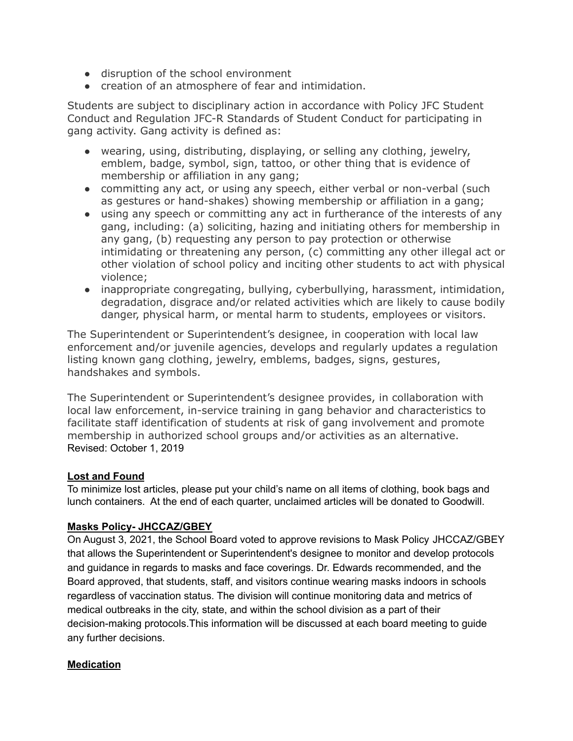- disruption of the school environment
- creation of an atmosphere of fear and intimidation.

Students are subject to disciplinary action in accordance with Policy JFC Student Conduct and Regulation JFC-R Standards of Student Conduct for participating in gang activity. Gang activity is defined as:

- wearing, using, distributing, displaying, or selling any clothing, jewelry, emblem, badge, symbol, sign, tattoo, or other thing that is evidence of membership or affiliation in any gang;
- committing any act, or using any speech, either verbal or non-verbal (such as gestures or hand-shakes) showing membership or affiliation in a gang;
- using any speech or committing any act in furtherance of the interests of any gang, including: (a) soliciting, hazing and initiating others for membership in any gang, (b) requesting any person to pay protection or otherwise intimidating or threatening any person, (c) committing any other illegal act or other violation of school policy and inciting other students to act with physical violence;
- inappropriate congregating, bullying, cyberbullying, harassment, intimidation, degradation, disgrace and/or related activities which are likely to cause bodily danger, physical harm, or mental harm to students, employees or visitors.

The Superintendent or Superintendent's designee, in cooperation with local law enforcement and/or juvenile agencies, develops and regularly updates a regulation listing known gang clothing, jewelry, emblems, badges, signs, gestures, handshakes and symbols.

The Superintendent or Superintendent's designee provides, in collaboration with local law enforcement, in-service training in gang behavior and characteristics to facilitate staff identification of students at risk of gang involvement and promote membership in authorized school groups and/or activities as an alternative.
Revised: October 1, 2019

**Lost and Found**

To minimize lost articles, please put your child's name on all items of clothing, book bags and lunch containers. At the end of each quarter, unclaimed articles will be donated to Goodwill.

**Masks Policy- JHCCAZ/GBEY**

On August 3, 2021, the School Board voted to approve revisions to Mask Policy JHCCAZ/GBEY that allows the Superintendent or Superintendent's designee to monitor and develop protocols and guidance in regards to masks and face coverings. Dr. Edwards recommended, and the Board approved, that students, staff, and visitors continue wearing masks indoors in schools regardless of vaccination status. The division will continue monitoring data and metrics of medical outbreaks in the city, state, and within the school division as a part of their decision-making protocols.This information will be discussed at each board meeting to guide any further decisions.

**Medication**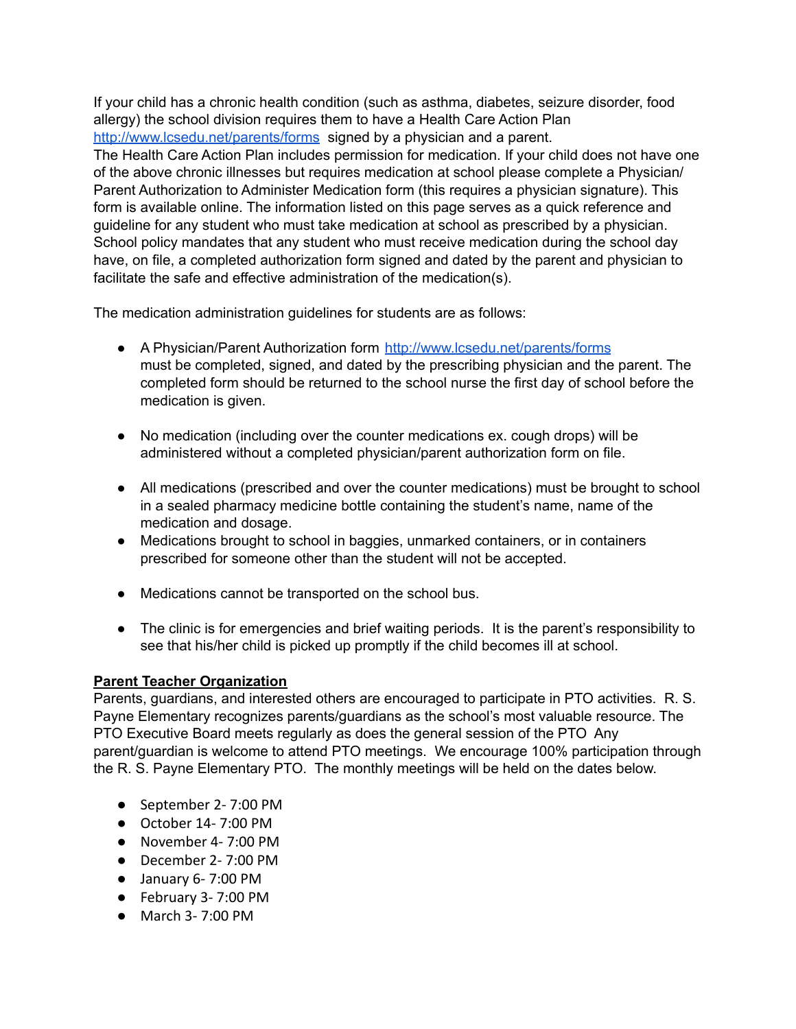If your child has a chronic health condition (such as asthma, diabetes, seizure disorder, food allergy) the school division requires them to have a Health Care Action Plan http://www.lcsedu.net/parents/forms signed by a physician and a parent.
The Health Care Action Plan includes permission for medication. If your child does not have one of the above chronic illnesses but requires medication at school please complete a Physician/ Parent Authorization to Administer Medication form (this requires a physician signature). This form is available online. The information listed on this page serves as a quick reference and guideline for any student who must take medication at school as prescribed by a physician. School policy mandates that any student who must receive medication during the school day have, on file, a completed authorization form signed and dated by the parent and physician to facilitate the safe and effective administration of the medication(s).

The medication administration guidelines for students are as follows:

- A Physician/Parent Authorization form http://www.lcsedu.net/parents/forms must be completed, signed, and dated by the prescribing physician and the parent. The completed form should be returned to the school nurse the first day of school before the medication is given.
- No medication (including over the counter medications ex. cough drops) will be administered without a completed physician/parent authorization form on file.
- All medications (prescribed and over the counter medications) must be brought to school in a sealed pharmacy medicine bottle containing the student's name, name of the medication and dosage.
- Medications brought to school in baggies, unmarked containers, or in containers prescribed for someone other than the student will not be accepted.
- Medications cannot be transported on the school bus.
- The clinic is for emergencies and brief waiting periods. It is the parent's responsibility to see that his/her child is picked up promptly if the child becomes ill at school.

**Parent Teacher Organization**

Parents, guardians, and interested others are encouraged to participate in PTO activities. R. S. Payne Elementary recognizes parents/guardians as the school's most valuable resource. The PTO Executive Board meets regularly as does the general session of the PTO Any parent/guardian is welcome to attend PTO meetings. We encourage 100% participation through the R. S. Payne Elementary PTO. The monthly meetings will be held on the dates below.

- September 2- 7:00 PM
- October 14- 7:00 PM
- November 4- 7:00 PM
- December 2- 7:00 PM
- January 6- 7:00 PM
- February 3- 7:00 PM
- March 3- 7:00 PM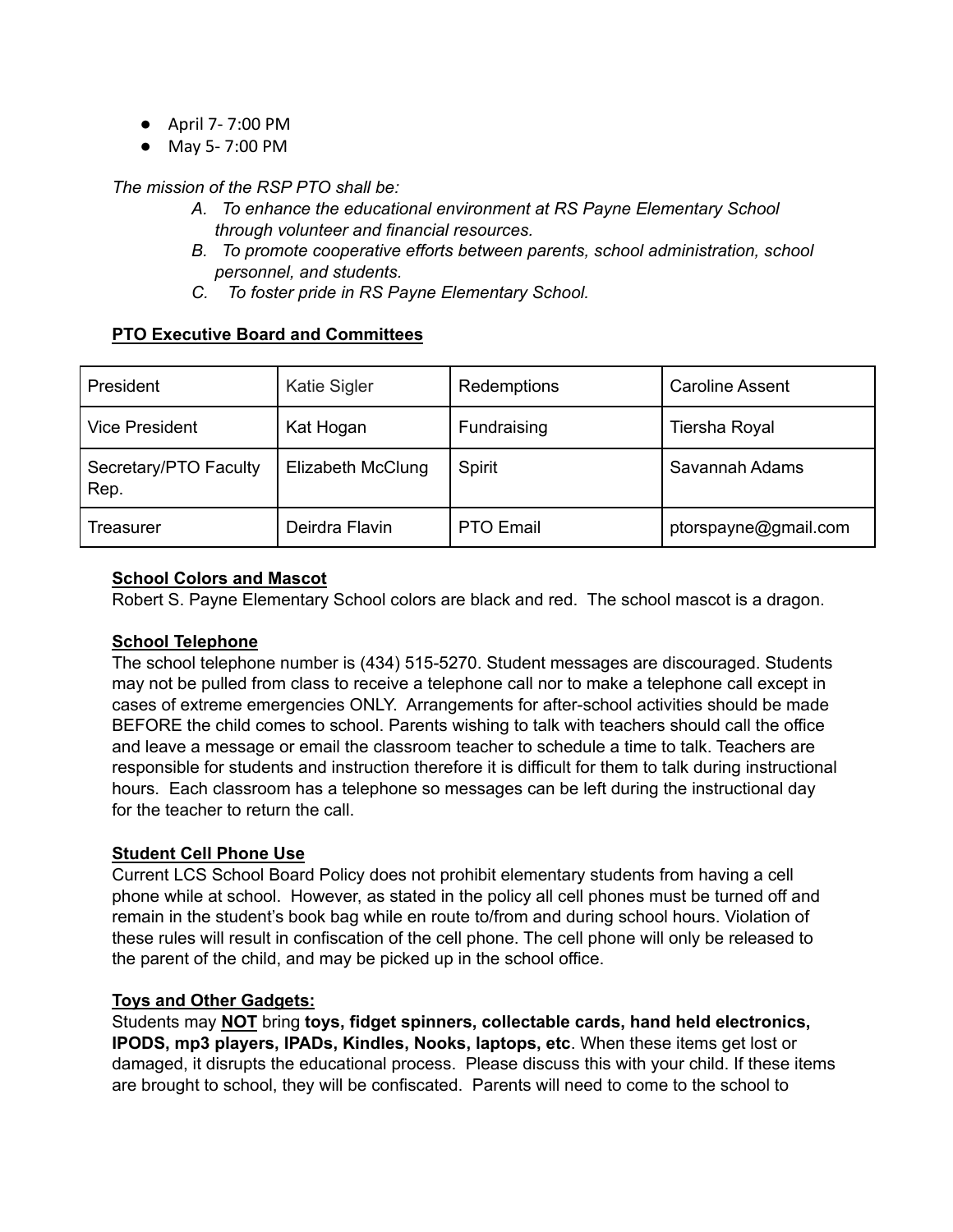- April 7- 7:00 PM
- May 5- 7:00 PM

*The mission of the RSP PTO shall be:*

*A. To enhance the educational environment at RS Payne Elementary School through volunteer and financial resources.*

*B. To promote cooperative efforts between parents, school administration, school personnel, and students.*

*C. To foster pride in RS Payne Elementary School.*

**PTO Executive Board and Committees**

| President | Katie Sigler | Redemptions | Caroline Assent |
|---|---|---|---|
| Vice President | Kat Hogan | Fundraising | Tiersha Royal |
| Secretary/PTO Faculty Rep. | Elizabeth McClung | Spirit | Savannah Adams |
| Treasurer | Deirdra Flavin | PTO Email | ptorspayne@gmail.com |

**School Colors and Mascot**

Robert S. Payne Elementary School colors are black and red. The school mascot is a dragon.

**School Telephone**

The school telephone number is (434) 515-5270. Student messages are discouraged. Students may not be pulled from class to receive a telephone call nor to make a telephone call except in cases of extreme emergencies ONLY. Arrangements for after-school activities should be made BEFORE the child comes to school. Parents wishing to talk with teachers should call the office and leave a message or email the classroom teacher to schedule a time to talk. Teachers are responsible for students and instruction therefore it is difficult for them to talk during instructional hours. Each classroom has a telephone so messages can be left during the instructional day for the teacher to return the call.

**Student Cell Phone Use**

Current LCS School Board Policy does not prohibit elementary students from having a cell phone while at school. However, as stated in the policy all cell phones must be turned off and remain in the student's book bag while en route to/from and during school hours. Violation of these rules will result in confiscation of the cell phone. The cell phone will only be released to the parent of the child, and may be picked up in the school office.

**Toys and Other Gadgets:**

Students may **NOT** bring **toys, fidget spinners, collectable cards, hand held electronics, IPODS, mp3 players, IPADs, Kindles, Nooks, laptops, etc**. When these items get lost or damaged, it disrupts the educational process. Please discuss this with your child. If these items are brought to school, they will be confiscated. Parents will need to come to the school to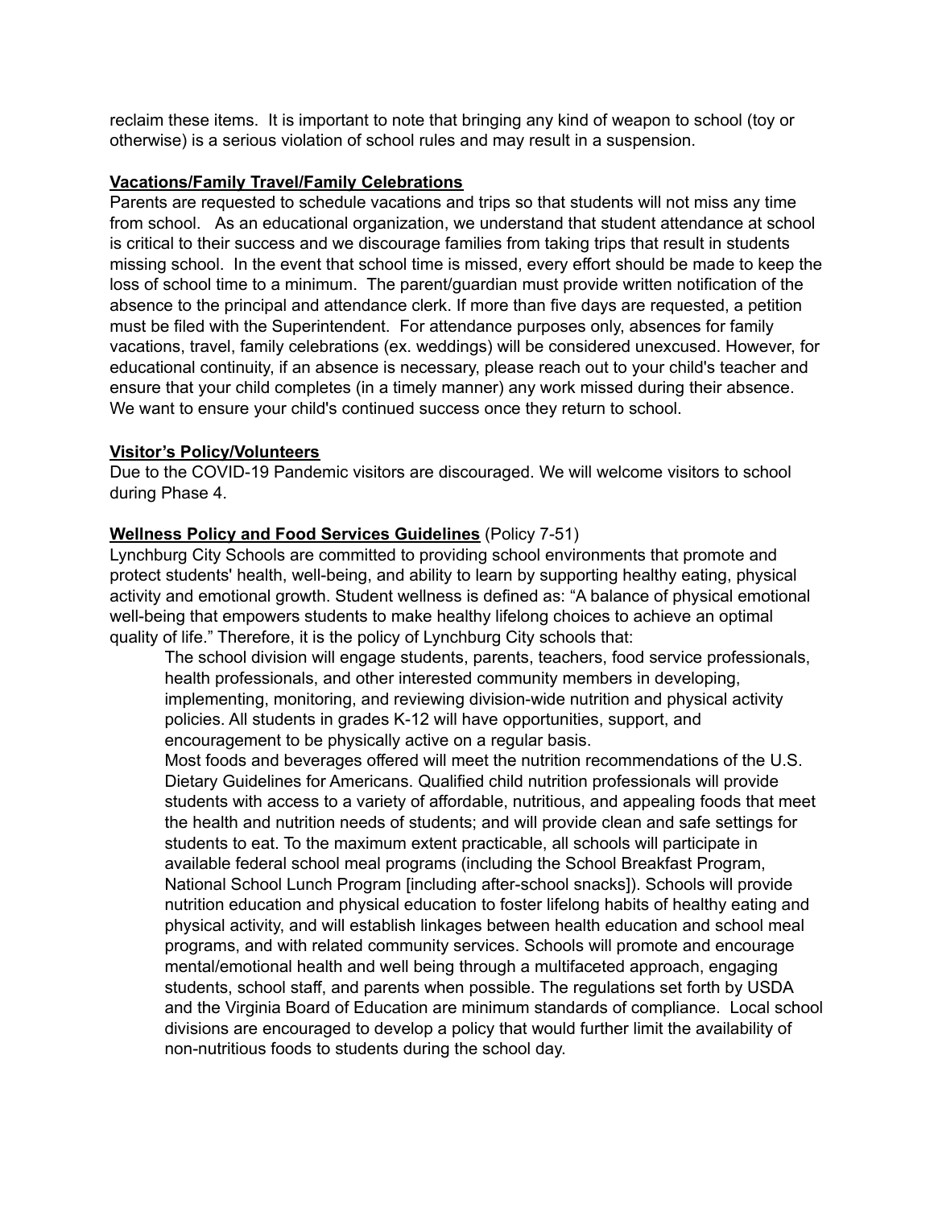reclaim these items. It is important to note that bringing any kind of weapon to school (toy or otherwise) is a serious violation of school rules and may result in a suspension.

**Vacations/Family Travel/Family Celebrations**

Parents are requested to schedule vacations and trips so that students will not miss any time from school. As an educational organization, we understand that student attendance at school is critical to their success and we discourage families from taking trips that result in students missing school. In the event that school time is missed, every effort should be made to keep the loss of school time to a minimum. The parent/guardian must provide written notification of the absence to the principal and attendance clerk. If more than five days are requested, a petition must be filed with the Superintendent. For attendance purposes only, absences for family vacations, travel, family celebrations (ex. weddings) will be considered unexcused. However, for educational continuity, if an absence is necessary, please reach out to your child's teacher and ensure that your child completes (in a timely manner) any work missed during their absence. We want to ensure your child's continued success once they return to school.

**Visitor's Policy/Volunteers**

Due to the COVID-19 Pandemic visitors are discouraged. We will welcome visitors to school during Phase 4.

**Wellness Policy and Food Services Guidelines** (Policy 7-51)

Lynchburg City Schools are committed to providing school environments that promote and protect students' health, well-being, and ability to learn by supporting healthy eating, physical activity and emotional growth. Student wellness is defined as: "A balance of physical emotional well-being that empowers students to make healthy lifelong choices to achieve an optimal quality of life." Therefore, it is the policy of Lynchburg City schools that:

> The school division will engage students, parents, teachers, food service professionals, health professionals, and other interested community members in developing, implementing, monitoring, and reviewing division-wide nutrition and physical activity policies. All students in grades K-12 will have opportunities, support, and encouragement to be physically active on a regular basis.
>
> Most foods and beverages offered will meet the nutrition recommendations of the U.S. Dietary Guidelines for Americans. Qualified child nutrition professionals will provide students with access to a variety of affordable, nutritious, and appealing foods that meet the health and nutrition needs of students; and will provide clean and safe settings for students to eat. To the maximum extent practicable, all schools will participate in available federal school meal programs (including the School Breakfast Program, National School Lunch Program [including after-school snacks]). Schools will provide nutrition education and physical education to foster lifelong habits of healthy eating and physical activity, and will establish linkages between health education and school meal programs, and with related community services. Schools will promote and encourage mental/emotional health and well being through a multifaceted approach, engaging students, school staff, and parents when possible. The regulations set forth by USDA and the Virginia Board of Education are minimum standards of compliance. Local school divisions are encouraged to develop a policy that would further limit the availability of non-nutritious foods to students during the school day.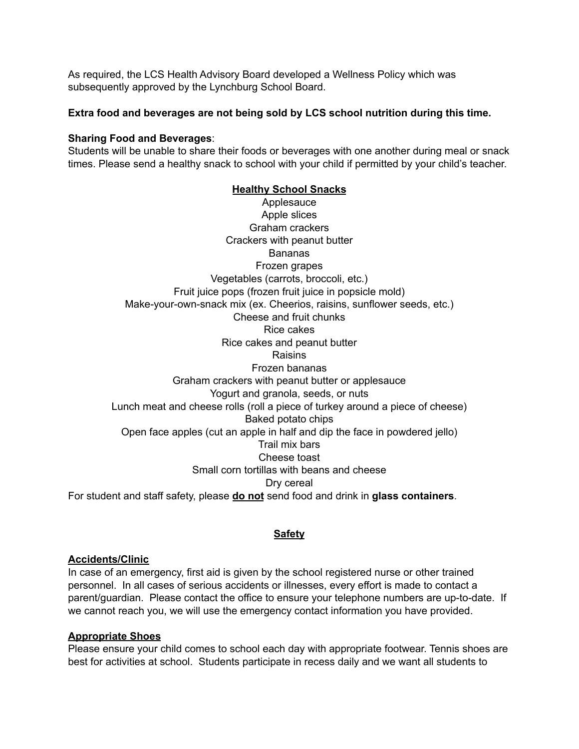As required, the LCS Health Advisory Board developed a Wellness Policy which was subsequently approved by the Lynchburg School Board.

**Extra food and beverages are not being sold by LCS school nutrition during this time.**

**Sharing Food and Beverages**:
Students will be unable to share their foods or beverages with one another during meal or snack times. Please send a healthy snack to school with your child if permitted by your child's teacher.

**<u>Healthy School Snacks</u>**

Applesauce
Apple slices
Graham crackers
Crackers with peanut butter
Bananas
Frozen grapes
Vegetables (carrots, broccoli, etc.)
Fruit juice pops (frozen fruit juice in popsicle mold)
Make-your-own-snack mix (ex. Cheerios, raisins, sunflower seeds, etc.)
Cheese and fruit chunks
Rice cakes
Rice cakes and peanut butter
Raisins
Frozen bananas
Graham crackers with peanut butter or applesauce
Yogurt and granola, seeds, or nuts
Lunch meat and cheese rolls (roll a piece of turkey around a piece of cheese)
Baked potato chips
Open face apples (cut an apple in half and dip the face in powdered jello)
Trail mix bars
Cheese toast
Small corn tortillas with beans and cheese
Dry cereal

For student and staff safety, please **<u>do not</u>** send food and drink in **glass containers**.

## <u>Safety</u>

**<u>Accidents/Clinic</u>**
In case of an emergency, first aid is given by the school registered nurse or other trained personnel. In all cases of serious accidents or illnesses, every effort is made to contact a parent/guardian. Please contact the office to ensure your telephone numbers are up-to-date. If we cannot reach you, we will use the emergency contact information you have provided.

**<u>Appropriate Shoes</u>**
Please ensure your child comes to school each day with appropriate footwear. Tennis shoes are best for activities at school. Students participate in recess daily and we want all students to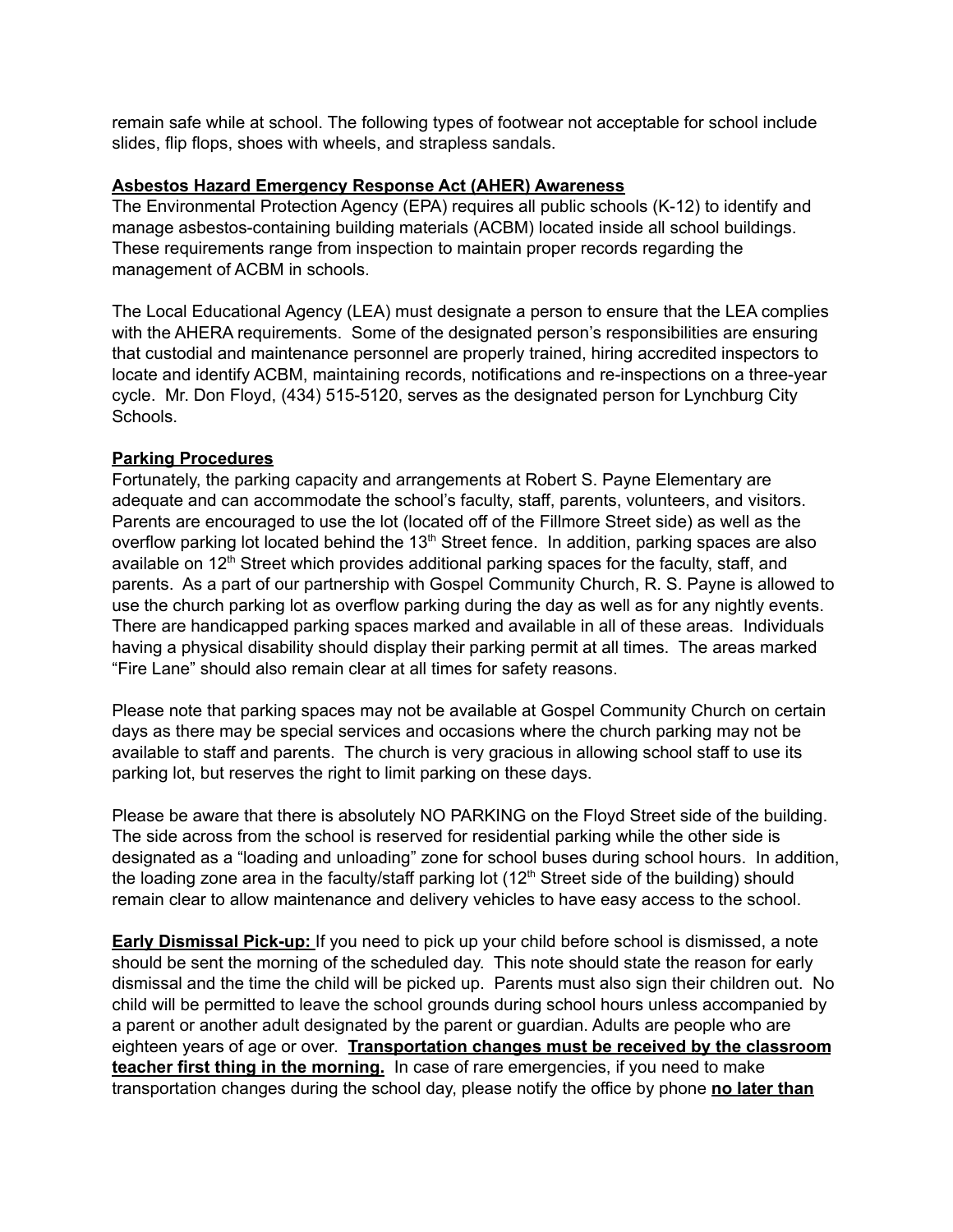remain safe while at school. The following types of footwear not acceptable for school include slides, flip flops, shoes with wheels, and strapless sandals.

**Asbestos Hazard Emergency Response Act (AHER) Awareness**

The Environmental Protection Agency (EPA) requires all public schools (K-12) to identify and manage asbestos-containing building materials (ACBM) located inside all school buildings. These requirements range from inspection to maintain proper records regarding the management of ACBM in schools.

The Local Educational Agency (LEA) must designate a person to ensure that the LEA complies with the AHERA requirements. Some of the designated person's responsibilities are ensuring that custodial and maintenance personnel are properly trained, hiring accredited inspectors to locate and identify ACBM, maintaining records, notifications and re-inspections on a three-year cycle. Mr. Don Floyd, (434) 515-5120, serves as the designated person for Lynchburg City Schools.

**Parking Procedures**

Fortunately, the parking capacity and arrangements at Robert S. Payne Elementary are adequate and can accommodate the school's faculty, staff, parents, volunteers, and visitors. Parents are encouraged to use the lot (located off of the Fillmore Street side) as well as the overflow parking lot located behind the 13th Street fence. In addition, parking spaces are also available on 12th Street which provides additional parking spaces for the faculty, staff, and parents. As a part of our partnership with Gospel Community Church, R. S. Payne is allowed to use the church parking lot as overflow parking during the day as well as for any nightly events. There are handicapped parking spaces marked and available in all of these areas. Individuals having a physical disability should display their parking permit at all times. The areas marked "Fire Lane" should also remain clear at all times for safety reasons.

Please note that parking spaces may not be available at Gospel Community Church on certain days as there may be special services and occasions where the church parking may not be available to staff and parents. The church is very gracious in allowing school staff to use its parking lot, but reserves the right to limit parking on these days.

Please be aware that there is absolutely NO PARKING on the Floyd Street side of the building. The side across from the school is reserved for residential parking while the other side is designated as a "loading and unloading" zone for school buses during school hours. In addition, the loading zone area in the faculty/staff parking lot (12th Street side of the building) should remain clear to allow maintenance and delivery vehicles to have easy access to the school.

**Early Dismissal Pick-up:** If you need to pick up your child before school is dismissed, a note should be sent the morning of the scheduled day. This note should state the reason for early dismissal and the time the child will be picked up. Parents must also sign their children out. No child will be permitted to leave the school grounds during school hours unless accompanied by a parent or another adult designated by the parent or guardian. Adults are people who are eighteen years of age or over. **Transportation changes must be received by the classroom teacher first thing in the morning.** In case of rare emergencies, if you need to make transportation changes during the school day, please notify the office by phone **no later than**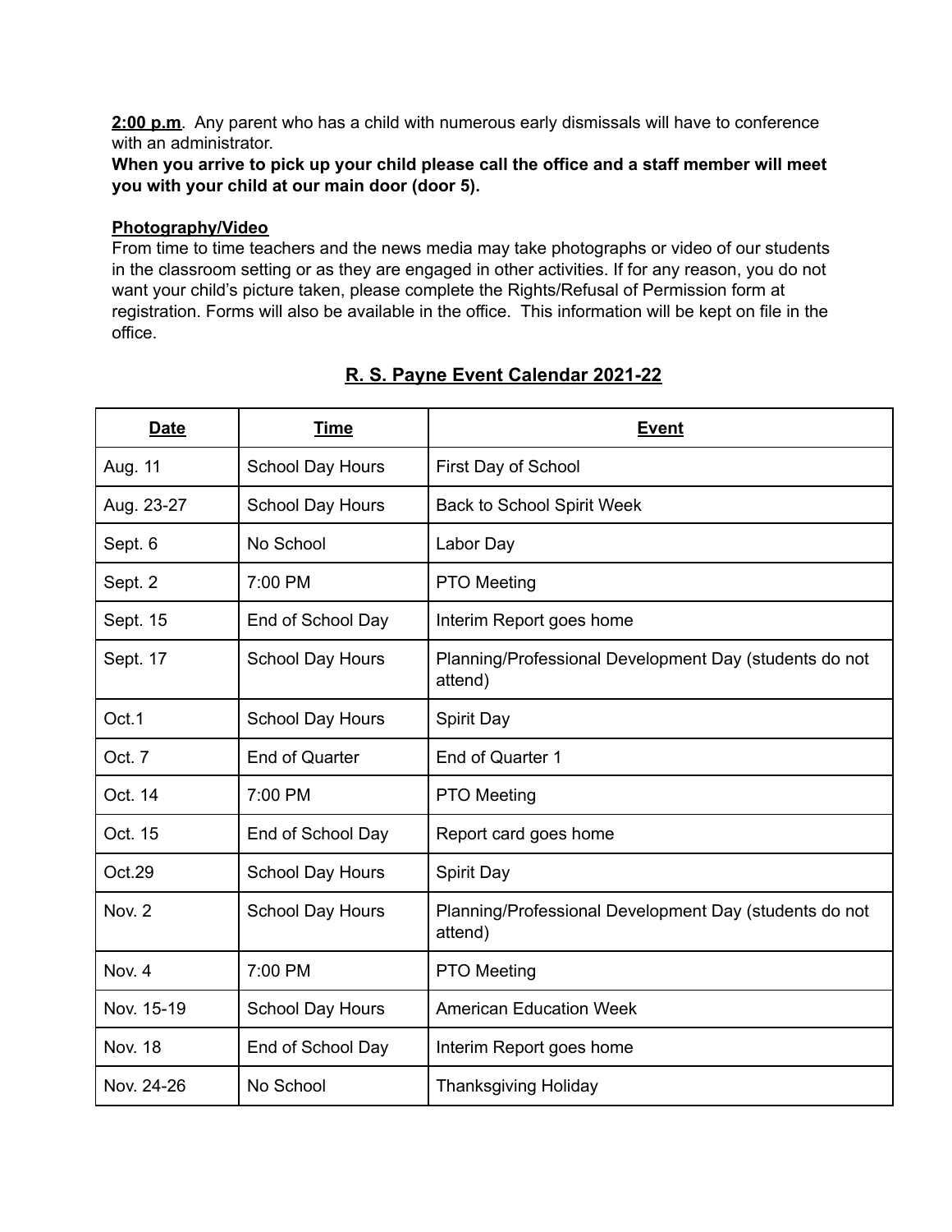**2:00 p.m**. Any parent who has a child with numerous early dismissals will have to conference with an administrator.

**When you arrive to pick up your child please call the office and a staff member will meet you with your child at our main door (door 5).**

**Photography/Video**

From time to time teachers and the news media may take photographs or video of our students in the classroom setting or as they are engaged in other activities. If for any reason, you do not want your child's picture taken, please complete the Rights/Refusal of Permission form at registration. Forms will also be available in the office. This information will be kept on file in the office.

## R. S. Payne Event Calendar 2021-22

| Date | Time | Event |
|---|---|---|
| Aug. 11 | School Day Hours | First Day of School |
| Aug. 23-27 | School Day Hours | Back to School Spirit Week |
| Sept. 6 | No School | Labor Day |
| Sept. 2 | 7:00 PM | PTO Meeting |
| Sept. 15 | End of School Day | Interim Report goes home |
| Sept. 17 | School Day Hours | Planning/Professional Development Day (students do not attend) |
| Oct.1 | School Day Hours | Spirit Day |
| Oct. 7 | End of Quarter | End of Quarter 1 |
| Oct. 14 | 7:00 PM | PTO Meeting |
| Oct. 15 | End of School Day | Report card goes home |
| Oct.29 | School Day Hours | Spirit Day |
| Nov. 2 | School Day Hours | Planning/Professional Development Day (students do not attend) |
| Nov. 4 | 7:00 PM | PTO Meeting |
| Nov. 15-19 | School Day Hours | American Education Week |
| Nov. 18 | End of School Day | Interim Report goes home |
| Nov. 24-26 | No School | Thanksgiving Holiday |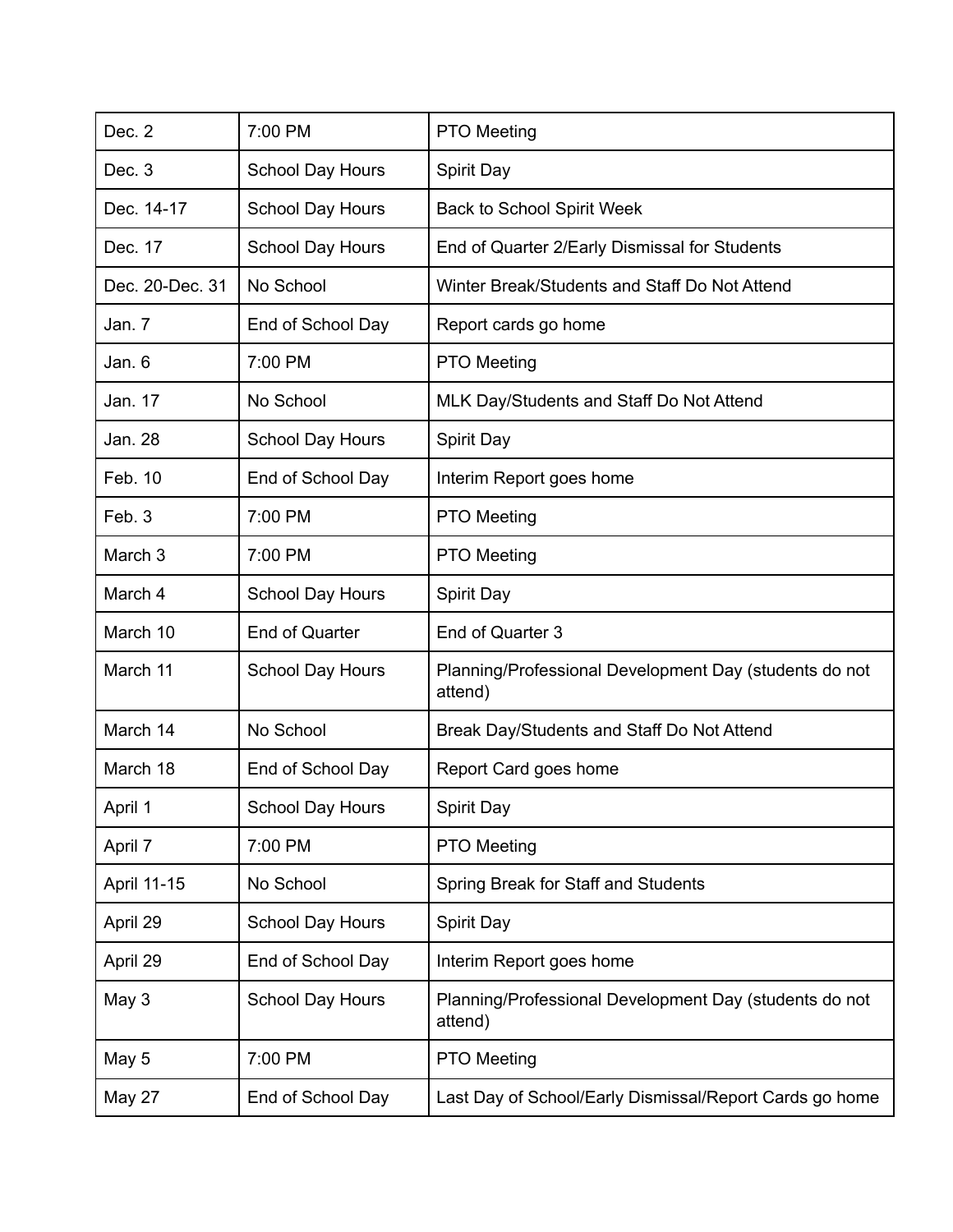| Dec. 2 | 7:00 PM | PTO Meeting |
|---|---|---|
| Dec. 3 | School Day Hours | Spirit Day |
| Dec. 14-17 | School Day Hours | Back to School Spirit Week |
| Dec. 17 | School Day Hours | End of Quarter 2/Early Dismissal for Students |
| Dec. 20-Dec. 31 | No School | Winter Break/Students and Staff Do Not Attend |
| Jan. 7 | End of School Day | Report cards go home |
| Jan. 6 | 7:00 PM | PTO Meeting |
| Jan. 17 | No School | MLK Day/Students and Staff Do Not Attend |
| Jan. 28 | School Day Hours | Spirit Day |
| Feb. 10 | End of School Day | Interim Report goes home |
| Feb. 3 | 7:00 PM | PTO Meeting |
| March 3 | 7:00 PM | PTO Meeting |
| March 4 | School Day Hours | Spirit Day |
| March 10 | End of Quarter | End of Quarter 3 |
| March 11 | School Day Hours | Planning/Professional Development Day (students do not attend) |
| March 14 | No School | Break Day/Students and Staff Do Not Attend |
| March 18 | End of School Day | Report Card goes home |
| April 1 | School Day Hours | Spirit Day |
| April 7 | 7:00 PM | PTO Meeting |
| April 11-15 | No School | Spring Break for Staff and Students |
| April 29 | School Day Hours | Spirit Day |
| April 29 | End of School Day | Interim Report goes home |
| May 3 | School Day Hours | Planning/Professional Development Day (students do not attend) |
| May 5 | 7:00 PM | PTO Meeting |
| May 27 | End of School Day | Last Day of School/Early Dismissal/Report Cards go home |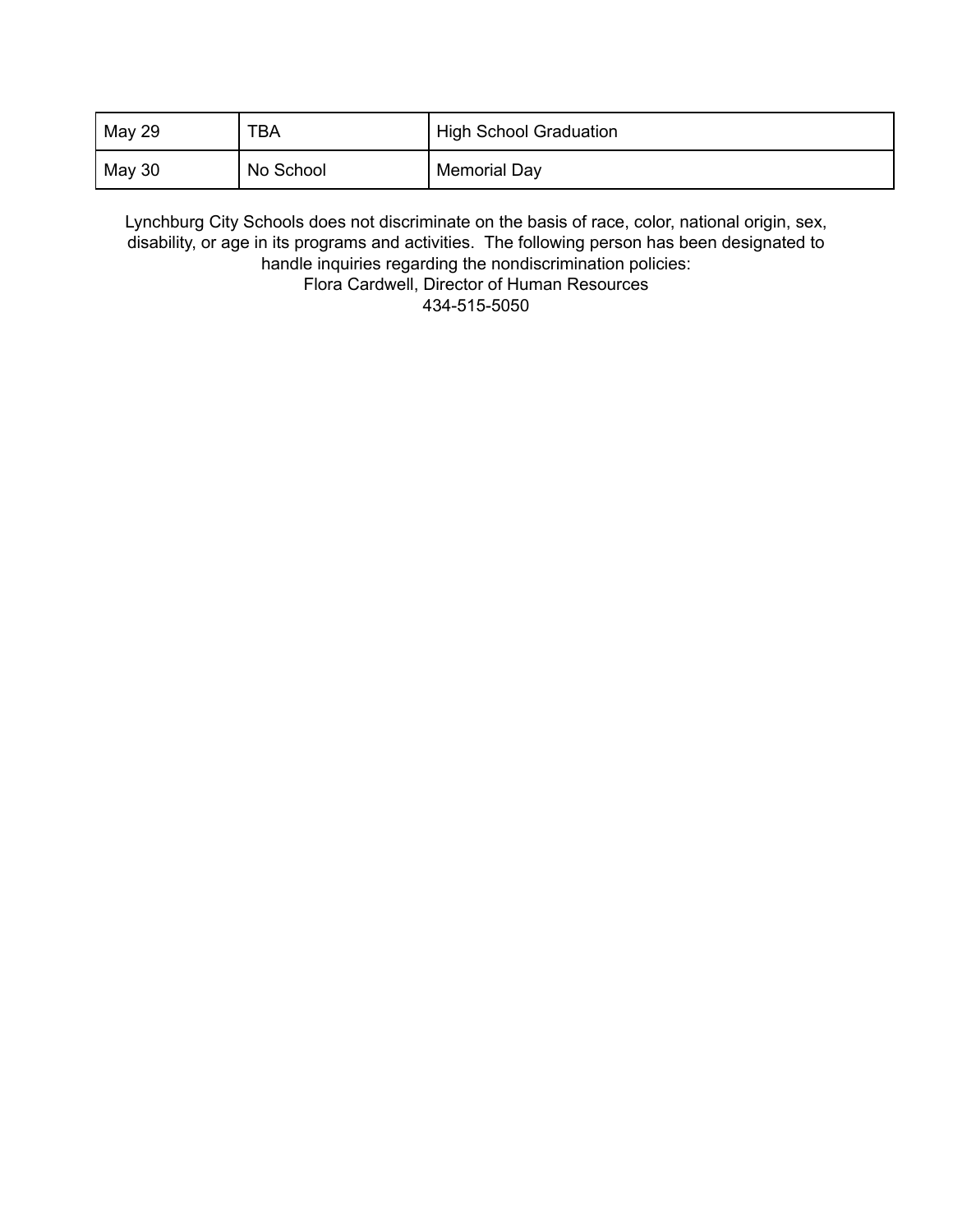| | | |
|---|---|---|
| May 29 | TBA | High School Graduation |
| May 30 | No School | Memorial Day |

Lynchburg City Schools does not discriminate on the basis of race, color, national origin, sex, disability, or age in its programs and activities. The following person has been designated to handle inquiries regarding the nondiscrimination policies:
Flora Cardwell, Director of Human Resources
434-515-5050